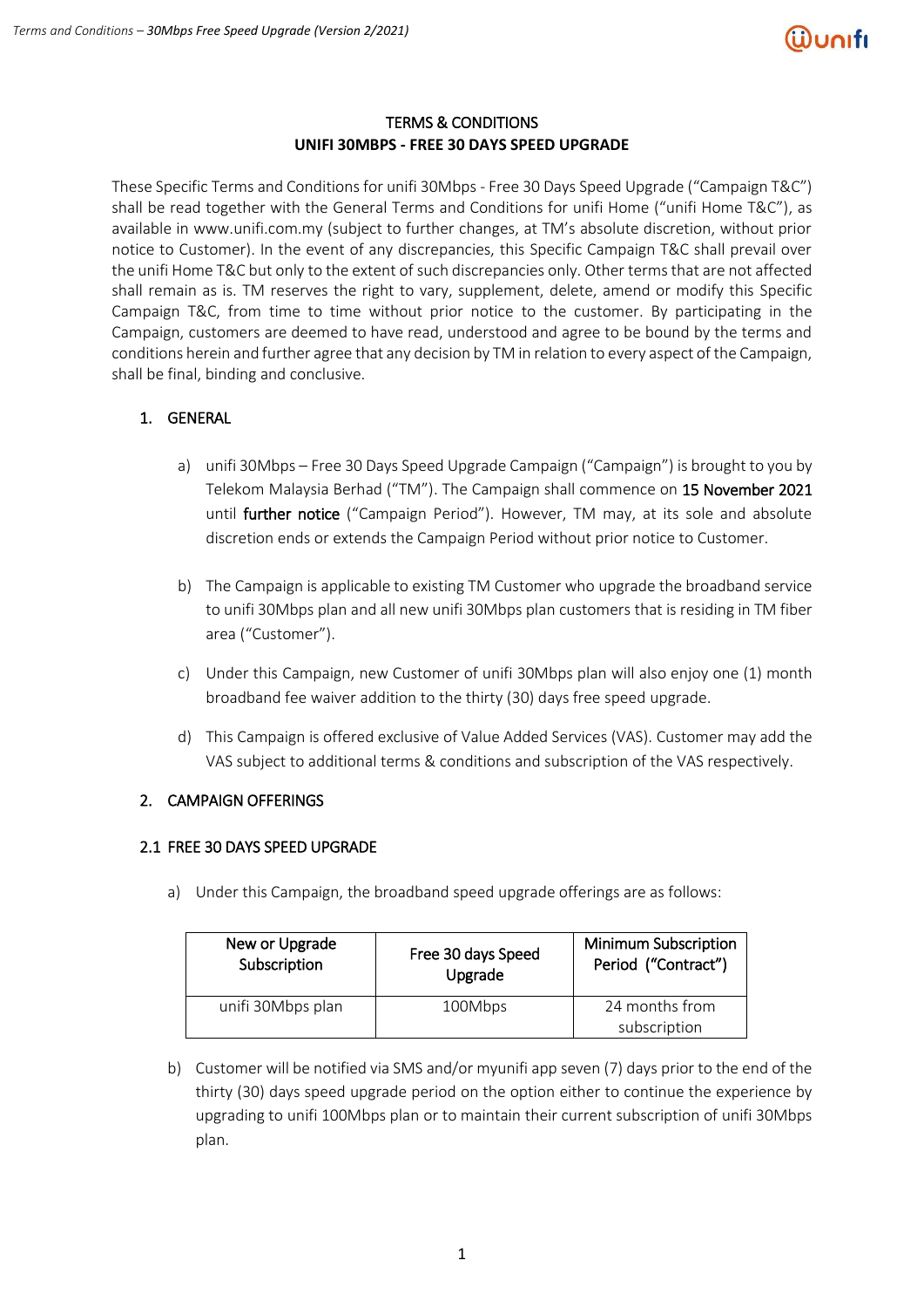# TERMS & CONDITIONS
## UNIFI 30MBPS - FREE 30 DAYS SPEED UPGRADE

These Specific Terms and Conditions for unifi 30Mbps - Free 30 Days Speed Upgrade ("Campaign T&C") shall be read together with the General Terms and Conditions for unifi Home ("unifi Home T&C"), as available in www.unifi.com.my (subject to further changes, at TM's absolute discretion, without prior notice to Customer). In the event of any discrepancies, this Specific Campaign T&C shall prevail over the unifi Home T&C but only to the extent of such discrepancies only. Other terms that are not affected shall remain as is. TM reserves the right to vary, supplement, delete, amend or modify this Specific Campaign T&C, from time to time without prior notice to the customer. By participating in the Campaign, customers are deemed to have read, understood and agree to be bound by the terms and conditions herein and further agree that any decision by TM in relation to every aspect of the Campaign, shall be final, binding and conclusive.

### 1. GENERAL

a) unifi 30Mbps – Free 30 Days Speed Upgrade Campaign ("Campaign") is brought to you by Telekom Malaysia Berhad ("TM"). The Campaign shall commence on 15 November 2021 until further notice ("Campaign Period"). However, TM may, at its sole and absolute discretion ends or extends the Campaign Period without prior notice to Customer.

b) The Campaign is applicable to existing TM Customer who upgrade the broadband service to unifi 30Mbps plan and all new unifi 30Mbps plan customers that is residing in TM fiber area ("Customer").

c) Under this Campaign, new Customer of unifi 30Mbps plan will also enjoy one (1) month broadband fee waiver addition to the thirty (30) days free speed upgrade.

d) This Campaign is offered exclusive of Value Added Services (VAS). Customer may add the VAS subject to additional terms & conditions and subscription of the VAS respectively.

### 2. CAMPAIGN OFFERINGS

#### 2.1 FREE 30 DAYS SPEED UPGRADE

a) Under this Campaign, the broadband speed upgrade offerings are as follows:

| New or Upgrade Subscription | Free 30 days Speed Upgrade | Minimum Subscription Period ("Contract") |
|---|---|---|
| unifi 30Mbps plan | 100Mbps | 24 months from subscription |

b) Customer will be notified via SMS and/or myunifi app seven (7) days prior to the end of the thirty (30) days speed upgrade period on the option either to continue the experience by upgrading to unifi 100Mbps plan or to maintain their current subscription of unifi 30Mbps plan.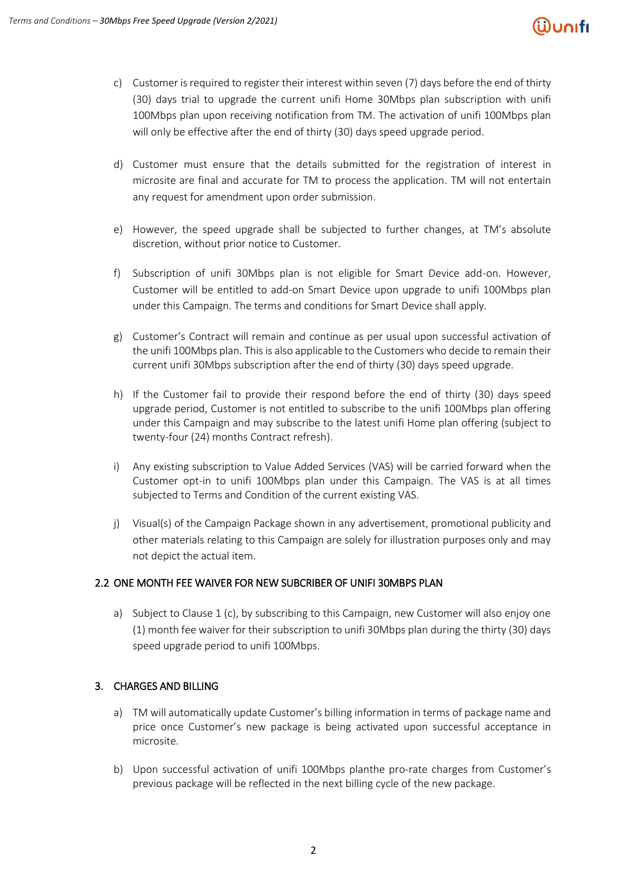c) Customer is required to register their interest within seven (7) days before the end of thirty (30) days trial to upgrade the current unifi Home 30Mbps plan subscription with unifi 100Mbps plan upon receiving notification from TM. The activation of unifi 100Mbps plan will only be effective after the end of thirty (30) days speed upgrade period.

d) Customer must ensure that the details submitted for the registration of interest in microsite are final and accurate for TM to process the application. TM will not entertain any request for amendment upon order submission.

e) However, the speed upgrade shall be subjected to further changes, at TM's absolute discretion, without prior notice to Customer.

f) Subscription of unifi 30Mbps plan is not eligible for Smart Device add-on. However, Customer will be entitled to add-on Smart Device upon upgrade to unifi 100Mbps plan under this Campaign. The terms and conditions for Smart Device shall apply.

g) Customer's Contract will remain and continue as per usual upon successful activation of the unifi 100Mbps plan. This is also applicable to the Customers who decide to remain their current unifi 30Mbps subscription after the end of thirty (30) days speed upgrade.

h) If the Customer fail to provide their respond before the end of thirty (30) days speed upgrade period, Customer is not entitled to subscribe to the unifi 100Mbps plan offering under this Campaign and may subscribe to the latest unifi Home plan offering (subject to twenty-four (24) months Contract refresh).

i) Any existing subscription to Value Added Services (VAS) will be carried forward when the Customer opt-in to unifi 100Mbps plan under this Campaign. The VAS is at all times subjected to Terms and Condition of the current existing VAS.

j) Visual(s) of the Campaign Package shown in any advertisement, promotional publicity and other materials relating to this Campaign are solely for illustration purposes only and may not depict the actual item.

### 2.2 ONE MONTH FEE WAIVER FOR NEW SUBCRIBER OF UNIFI 30MBPS PLAN

a) Subject to Clause 1 (c), by subscribing to this Campaign, new Customer will also enjoy one (1) month fee waiver for their subscription to unifi 30Mbps plan during the thirty (30) days speed upgrade period to unifi 100Mbps.

## 3. CHARGES AND BILLING

a) TM will automatically update Customer's billing information in terms of package name and price once Customer's new package is being activated upon successful acceptance in microsite.

b) Upon successful activation of unifi 100Mbps planthe pro-rate charges from Customer's previous package will be reflected in the next billing cycle of the new package.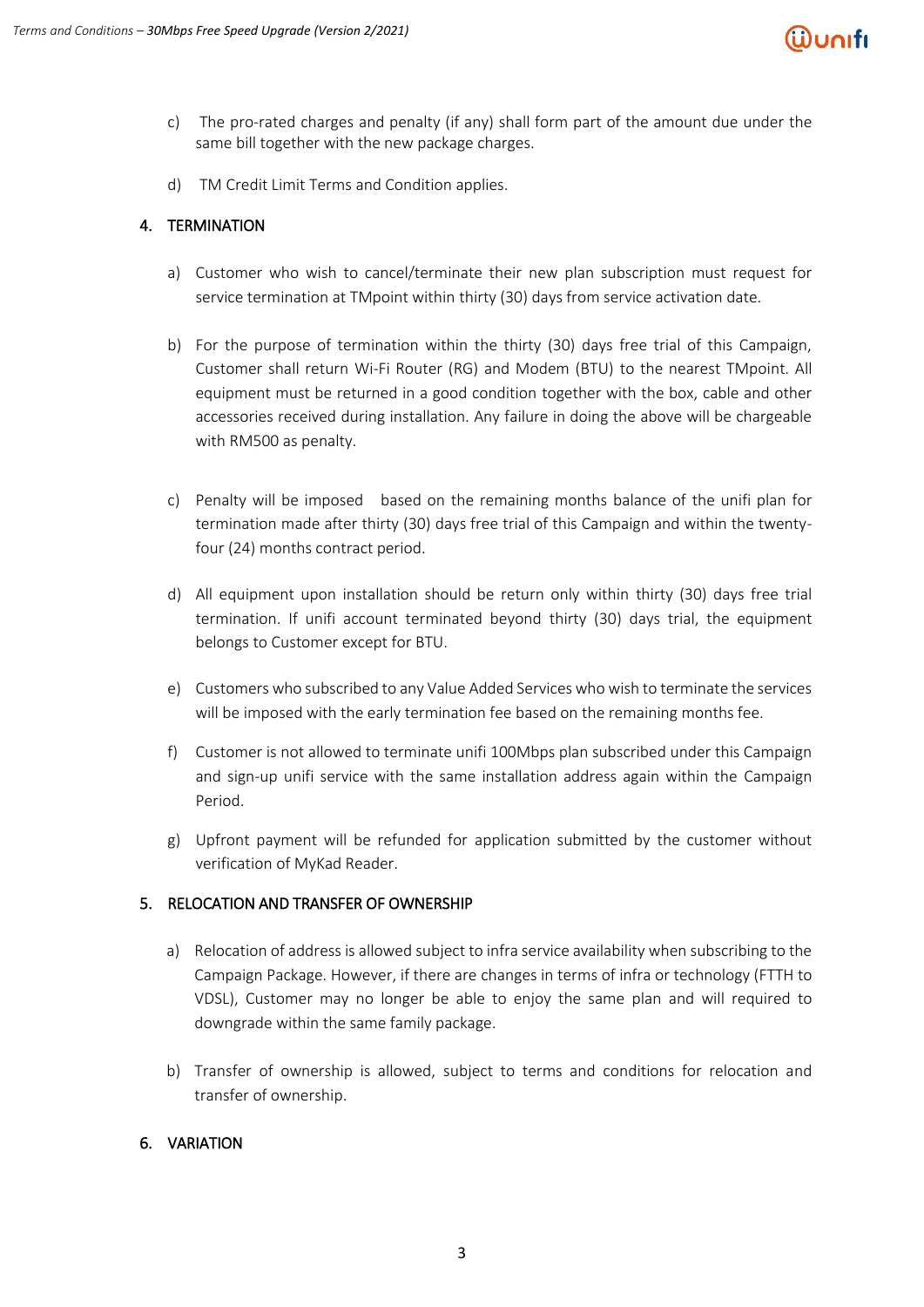c) The pro-rated charges and penalty (if any) shall form part of the amount due under the same bill together with the new package charges.

d) TM Credit Limit Terms and Condition applies.

## 4. TERMINATION

a) Customer who wish to cancel/terminate their new plan subscription must request for service termination at TMpoint within thirty (30) days from service activation date.

b) For the purpose of termination within the thirty (30) days free trial of this Campaign, Customer shall return Wi-Fi Router (RG) and Modem (BTU) to the nearest TMpoint. All equipment must be returned in a good condition together with the box, cable and other accessories received during installation. Any failure in doing the above will be chargeable with RM500 as penalty.

c) Penalty will be imposed based on the remaining months balance of the unifi plan for termination made after thirty (30) days free trial of this Campaign and within the twenty-four (24) months contract period.

d) All equipment upon installation should be return only within thirty (30) days free trial termination. If unifi account terminated beyond thirty (30) days trial, the equipment belongs to Customer except for BTU.

e) Customers who subscribed to any Value Added Services who wish to terminate the services will be imposed with the early termination fee based on the remaining months fee.

f) Customer is not allowed to terminate unifi 100Mbps plan subscribed under this Campaign and sign-up unifi service with the same installation address again within the Campaign Period.

g) Upfront payment will be refunded for application submitted by the customer without verification of MyKad Reader.

## 5. RELOCATION AND TRANSFER OF OWNERSHIP

a) Relocation of address is allowed subject to infra service availability when subscribing to the Campaign Package. However, if there are changes in terms of infra or technology (FTTH to VDSL), Customer may no longer be able to enjoy the same plan and will required to downgrade within the same family package.

b) Transfer of ownership is allowed, subject to terms and conditions for relocation and transfer of ownership.

## 6. VARIATION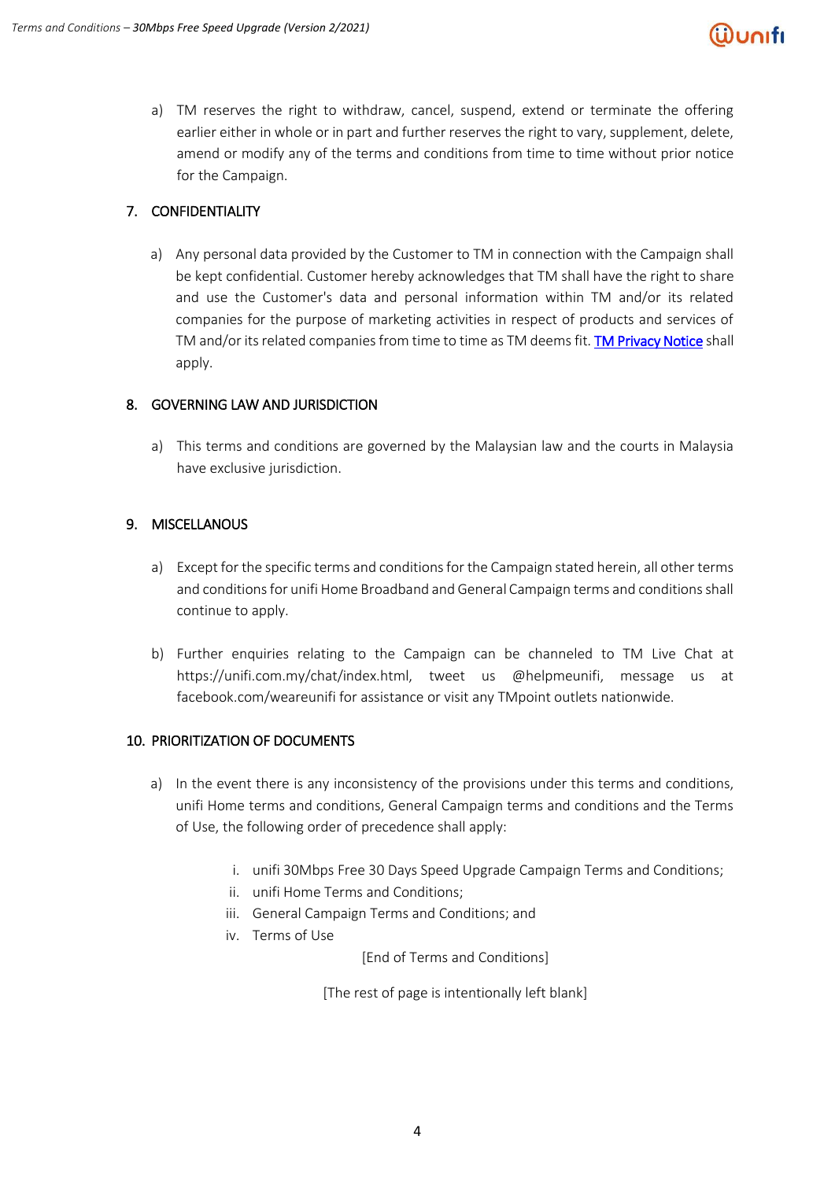a) TM reserves the right to withdraw, cancel, suspend, extend or terminate the offering earlier either in whole or in part and further reserves the right to vary, supplement, delete, amend or modify any of the terms and conditions from time to time without prior notice for the Campaign.

## 7. CONFIDENTIALITY

a) Any personal data provided by the Customer to TM in connection with the Campaign shall be kept confidential. Customer hereby acknowledges that TM shall have the right to share and use the Customer's data and personal information within TM and/or its related companies for the purpose of marketing activities in respect of products and services of TM and/or its related companies from time to time as TM deems fit. TM Privacy Notice shall apply.

## 8. GOVERNING LAW AND JURISDICTION

a) This terms and conditions are governed by the Malaysian law and the courts in Malaysia have exclusive jurisdiction.

## 9. MISCELLANOUS

a) Except for the specific terms and conditions for the Campaign stated herein, all other terms and conditions for unifi Home Broadband and General Campaign terms and conditions shall continue to apply.

b) Further enquiries relating to the Campaign can be channeled to TM Live Chat at https://unifi.com.my/chat/index.html, tweet us @helpmeunifi, message us at facebook.com/weareunifi for assistance or visit any TMpoint outlets nationwide.

## 10. PRIORITIZATION OF DOCUMENTS

a) In the event there is any inconsistency of the provisions under this terms and conditions, unifi Home terms and conditions, General Campaign terms and conditions and the Terms of Use, the following order of precedence shall apply:

i. unifi 30Mbps Free 30 Days Speed Upgrade Campaign Terms and Conditions;
ii. unifi Home Terms and Conditions;
iii. General Campaign Terms and Conditions; and
iv. Terms of Use

[End of Terms and Conditions]

[The rest of page is intentionally left blank]